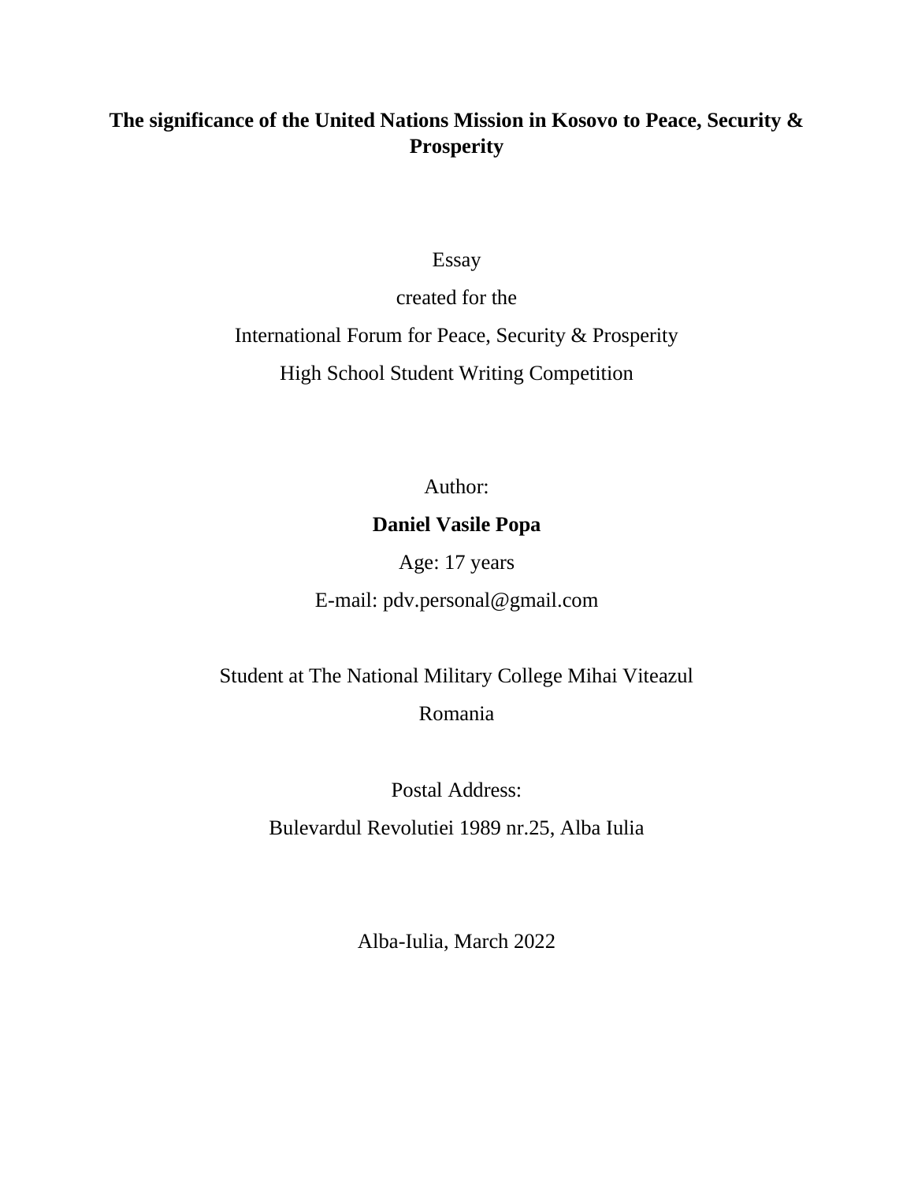# The significance of the United Nations Mission in Kosovo to Peace, Security & Prosperity

Essay

created for the

International Forum for Peace, Security & Prosperity

High School Student Writing Competition

Author:

**Daniel Vasile Popa**

Age: 17 years

E-mail: pdv.personal@gmail.com

Student at The National Military College Mihai Viteazul

Romania

Postal Address:

Bulevardul Revolutiei 1989 nr.25, Alba Iulia

Alba-Iulia, March 2022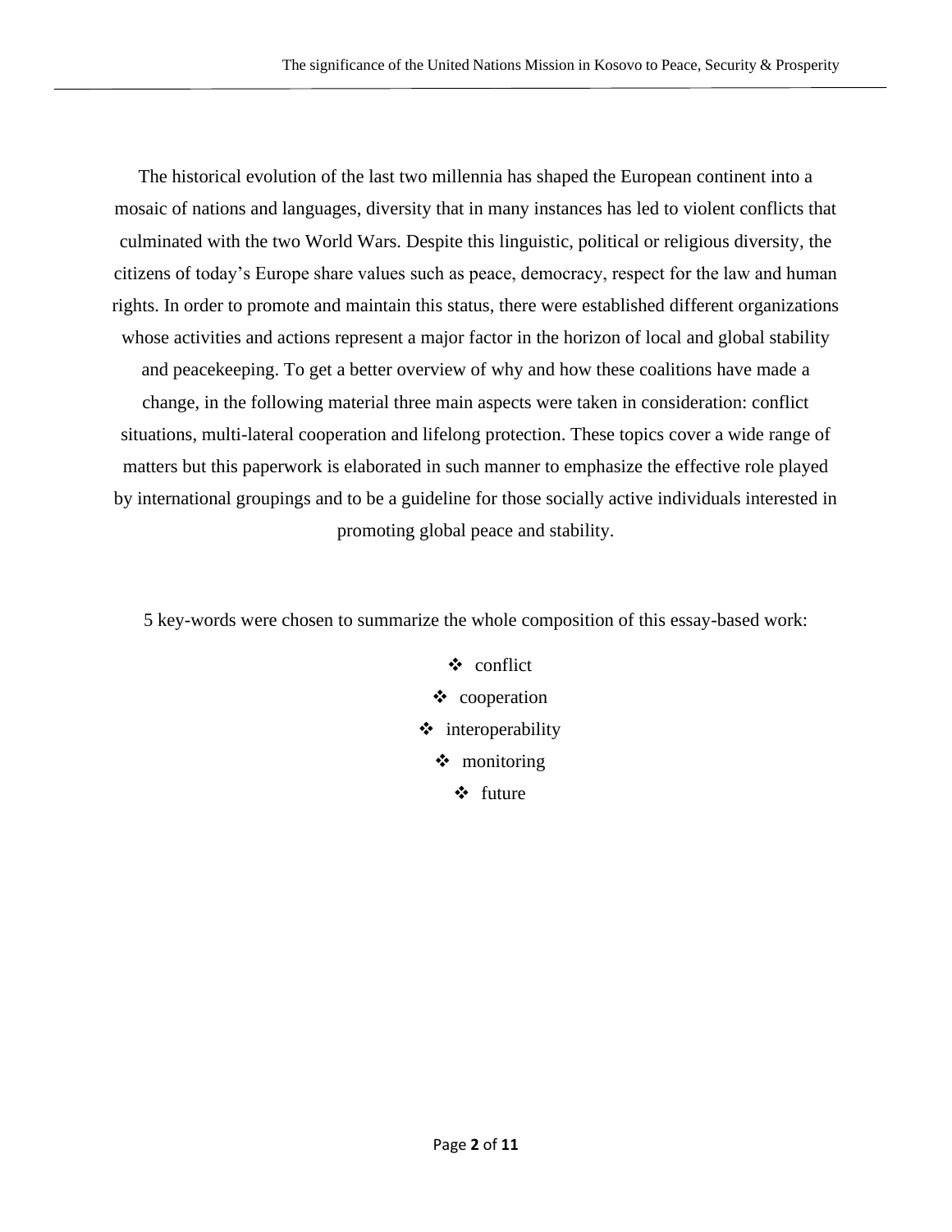The historical evolution of the last two millennia has shaped the European continent into a mosaic of nations and languages, diversity that in many instances has led to violent conflicts that culminated with the two World Wars. Despite this linguistic, political or religious diversity, the citizens of today's Europe share values such as peace, democracy, respect for the law and human rights. In order to promote and maintain this status, there were established different organizations whose activities and actions represent a major factor in the horizon of local and global stability and peacekeeping. To get a better overview of why and how these coalitions have made a change, in the following material three main aspects were taken in consideration: conflict situations, multi-lateral cooperation and lifelong protection. These topics cover a wide range of matters but this paperwork is elaborated in such manner to emphasize the effective role played by international groupings and to be a guideline for those socially active individuals interested in promoting global peace and stability.

5 key-words were chosen to summarize the whole composition of this essay-based work:

- conflict
- cooperation
- interoperability
- monitoring
- future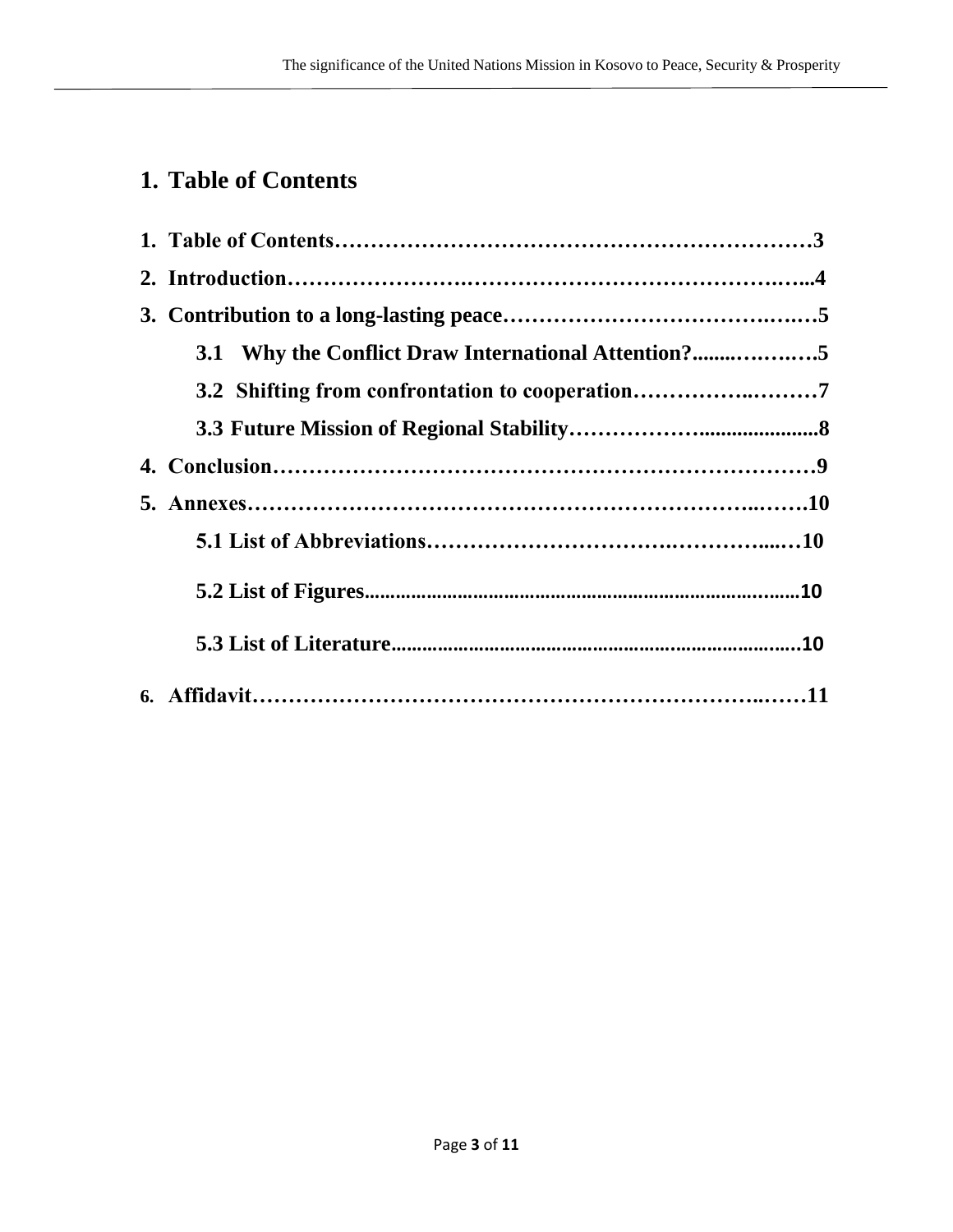# 1. Table of Contents

**1. Table of Contents……………………………………………………………3**

**2. Introduction………………….………………………………………….…...4**

**3. Contribution to a long-lasting peace…………………………………….….5**

**3.1 Why the Conflict Draw International Attention?........……….….5**

**3.2 Shifting from confrontation to cooperation…………….………7**

**3.3 Future Mission of Regional Stability………………......................8**

**4. Conclusion………………………………………………………………9**

**5. Annexes…………………………………………………………..…….10**

**5.1 List of Abbreviations…………………………….…………....…10**

**5.2 List of Figures.......................................................................…......10**

**5.3 List of Literature..........................................................................…10**

**6. Affidavit……………………………………………………………..……11**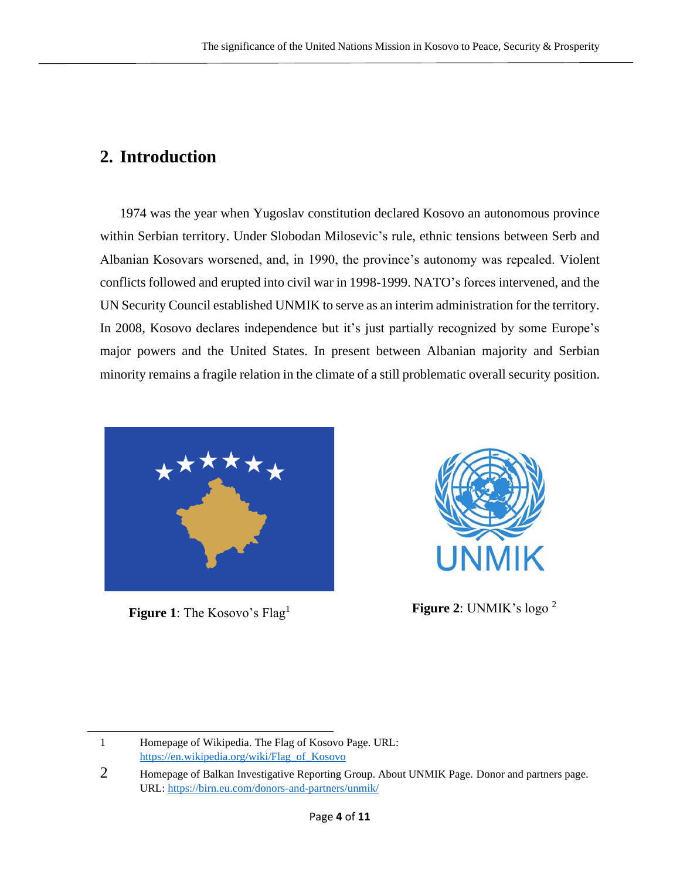## 2. Introduction

1974 was the year when Yugoslav constitution declared Kosovo an autonomous province within Serbian territory. Under Slobodan Milosevic's rule, ethnic tensions between Serb and Albanian Kosovars worsened, and, in 1990, the province's autonomy was repealed. Violent conflicts followed and erupted into civil war in 1998-1999. NATO's forces intervened, and the UN Security Council established UNMIK to serve as an interim administration for the territory. In 2008, Kosovo declares independence but it's just partially recognized by some Europe's major powers and the United States. In present between Albanian majority and Serbian minority remains a fragile relation in the climate of a still problematic overall security position.

**Figure 1**: The Kosovo's Flag[1]

**Figure 2**: UNMIK's logo [2]

---

1 Homepage of Wikipedia. The Flag of Kosovo Page. URL: https://en.wikipedia.org/wiki/Flag_of_Kosovo

2 Homepage of Balkan Investigative Reporting Group. About UNMIK Page. Donor and partners page. URL: https://birn.eu.com/donors-and-partners/unmik/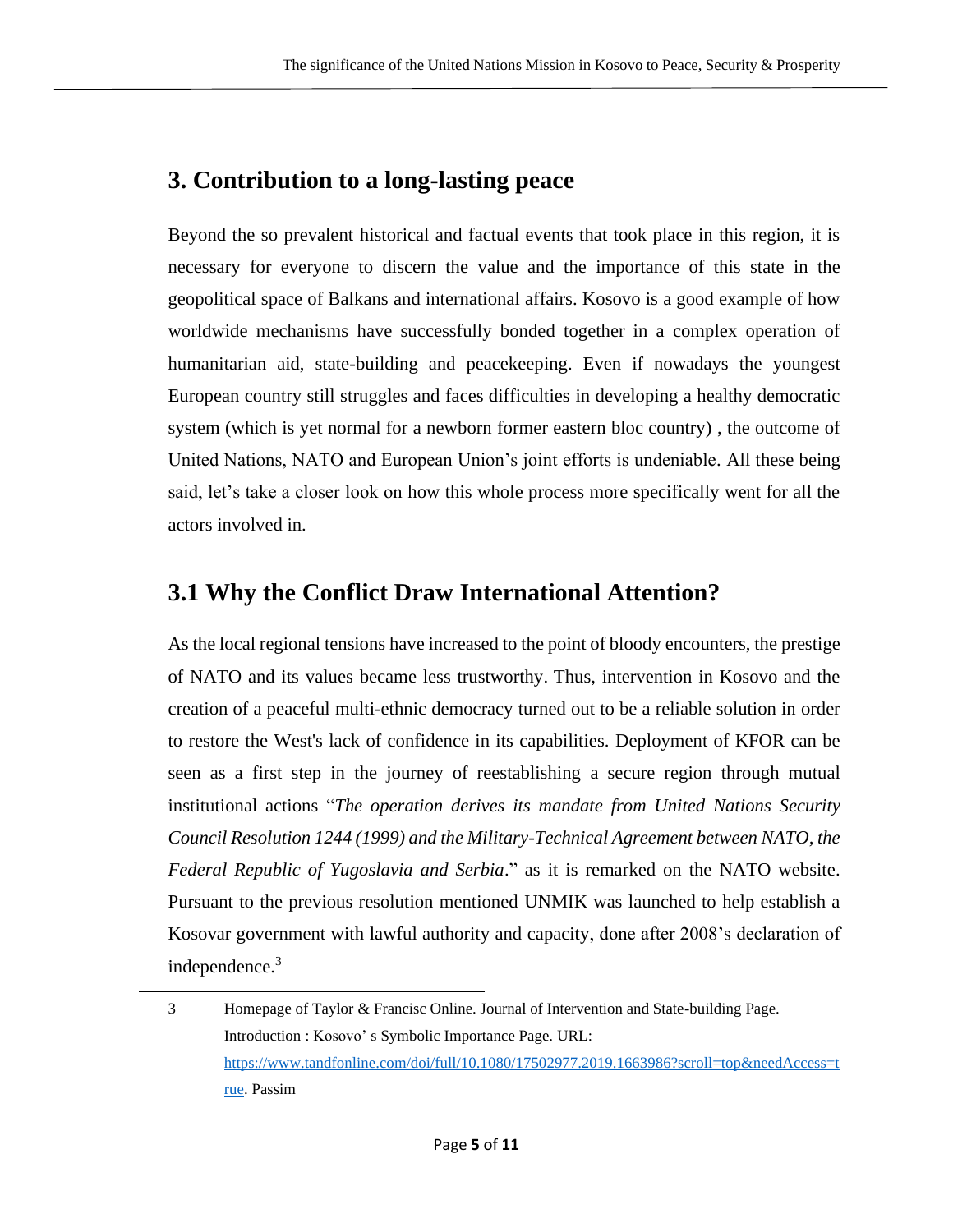## 3. Contribution to a long-lasting peace

Beyond the so prevalent historical and factual events that took place in this region, it is necessary for everyone to discern the value and the importance of this state in the geopolitical space of Balkans and international affairs. Kosovo is a good example of how worldwide mechanisms have successfully bonded together in a complex operation of humanitarian aid, state-building and peacekeeping. Even if nowadays the youngest European country still struggles and faces difficulties in developing a healthy democratic system (which is yet normal for a newborn former eastern bloc country) , the outcome of United Nations, NATO and European Union's joint efforts is undeniable. All these being said, let's take a closer look on how this whole process more specifically went for all the actors involved in.

## 3.1 Why the Conflict Draw International Attention?

As the local regional tensions have increased to the point of bloody encounters, the prestige of NATO and its values became less trustworthy. Thus, intervention in Kosovo and the creation of a peaceful multi-ethnic democracy turned out to be a reliable solution in order to restore the West's lack of confidence in its capabilities. Deployment of KFOR can be seen as a first step in the journey of reestablishing a secure region through mutual institutional actions "*The operation derives its mandate from United Nations Security Council Resolution 1244 (1999) and the Military-Technical Agreement between NATO, the Federal Republic of Yugoslavia and Serbia*." as it is remarked on the NATO website. Pursuant to the previous resolution mentioned UNMIK was launched to help establish a Kosovar government with lawful authority and capacity, done after 2008's declaration of independence.[3]

---

3 Homepage of Taylor & Francisc Online. Journal of Intervention and State-building Page. Introduction : Kosovo' s Symbolic Importance Page. URL: https://www.tandfonline.com/doi/full/10.1080/17502977.2019.1663986?scroll=top&needAccess=true. Passim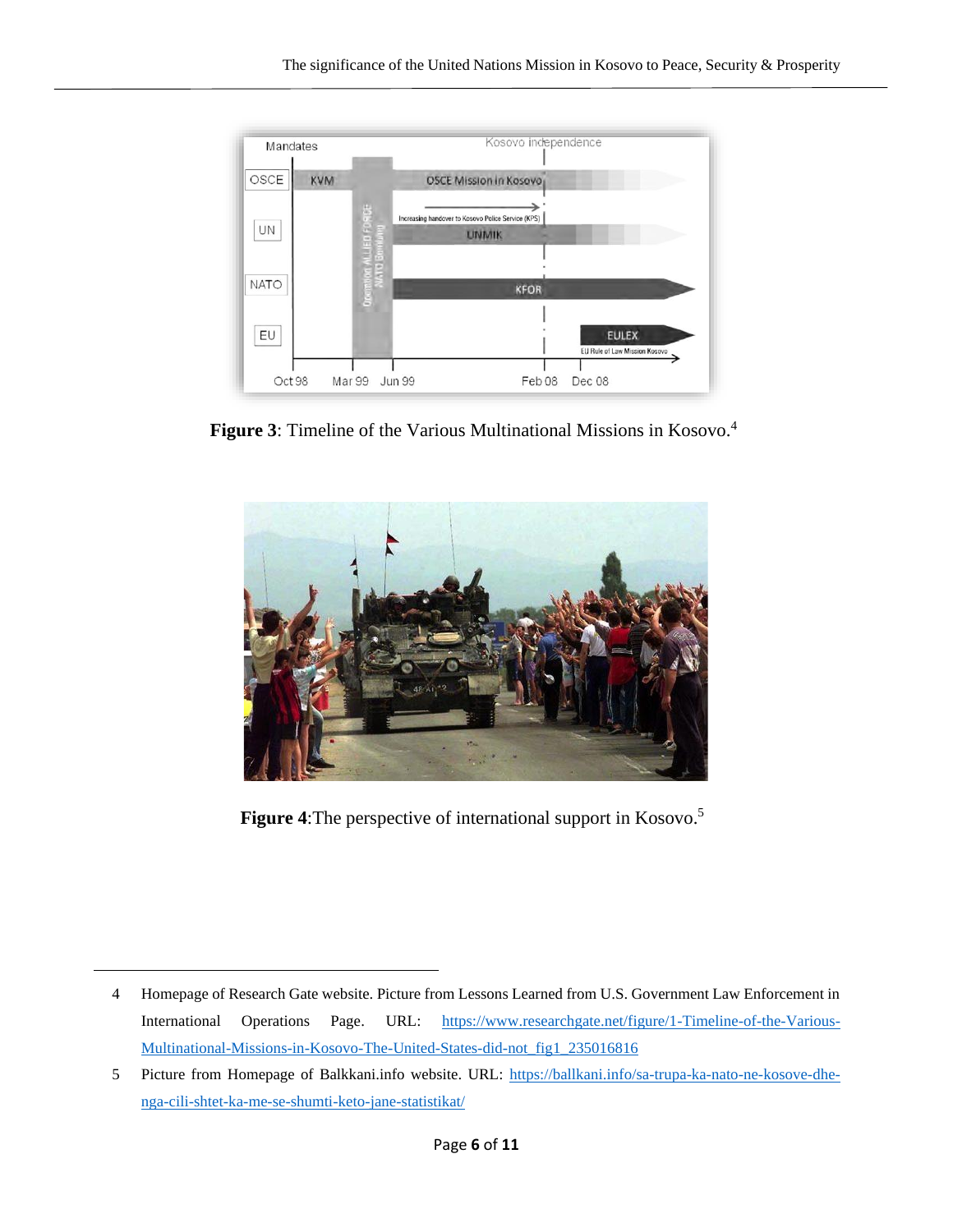**Figure 3**: Timeline of the Various Multinational Missions in Kosovo.[4]

**Figure 4**:The perspective of international support in Kosovo.[5]

---

4 Homepage of Research Gate website. Picture from Lessons Learned from U.S. Government Law Enforcement in International Operations Page. URL: https://www.researchgate.net/figure/1-Timeline-of-the-Various-Multinational-Missions-in-Kosovo-The-United-States-did-not_fig1_235016816

5 Picture from Homepage of Balkkani.info website. URL: https://ballkani.info/sa-trupa-ka-nato-ne-kosove-dhe-nga-cili-shtet-ka-me-se-shumti-keto-jane-statistikat/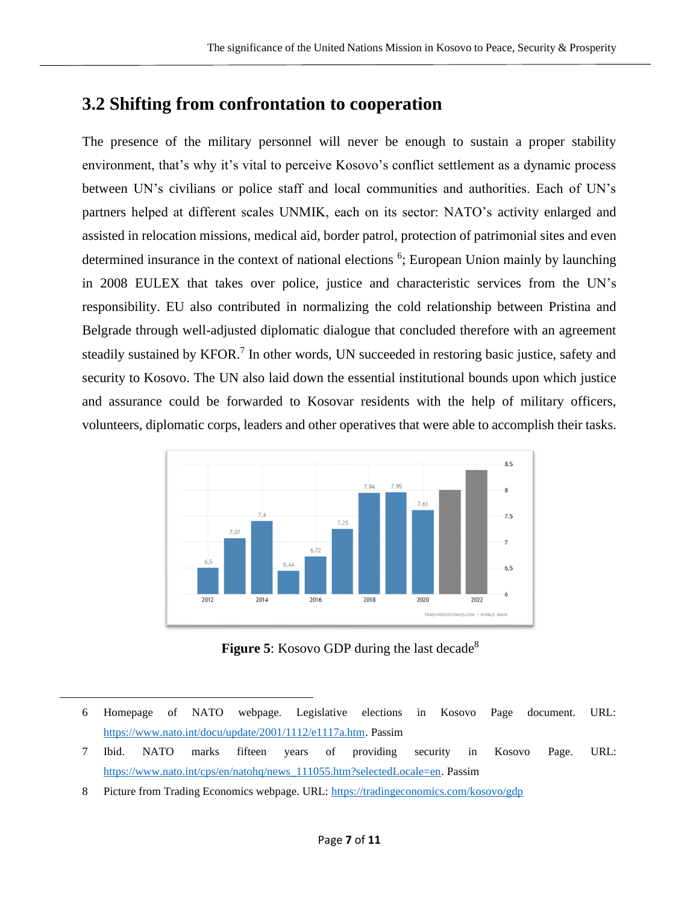## 3.2 Shifting from confrontation to cooperation

The presence of the military personnel will never be enough to sustain a proper stability environment, that's why it's vital to perceive Kosovo's conflict settlement as a dynamic process between UN's civilians or police staff and local communities and authorities. Each of UN's partners helped at different scales UNMIK, each on its sector: NATO's activity enlarged and assisted in relocation missions, medical aid, border patrol, protection of patrimonial sites and even determined insurance in the context of national elections [6]; European Union mainly by launching in 2008 EULEX that takes over police, justice and characteristic services from the UN's responsibility. EU also contributed in normalizing the cold relationship between Pristina and Belgrade through well-adjusted diplomatic dialogue that concluded therefore with an agreement steadily sustained by KFOR.[7] In other words, UN succeeded in restoring basic justice, safety and security to Kosovo. The UN also laid down the essential institutional bounds upon which justice and assurance could be forwarded to Kosovar residents with the help of military officers, volunteers, diplomatic corps, leaders and other operatives that were able to accomplish their tasks.

**Figure 5**: Kosovo GDP during the last decade[8]

---

6 Homepage of NATO webpage. Legislative elections in Kosovo Page document. URL: https://www.nato.int/docu/update/2001/1112/e1117a.htm. Passim

7 Ibid. NATO marks fifteen years of providing security in Kosovo Page. URL: https://www.nato.int/cps/en/natohq/news_111055.htm?selectedLocale=en. Passim

8 Picture from Trading Economics webpage. URL: https://tradingeconomics.com/kosovo/gdp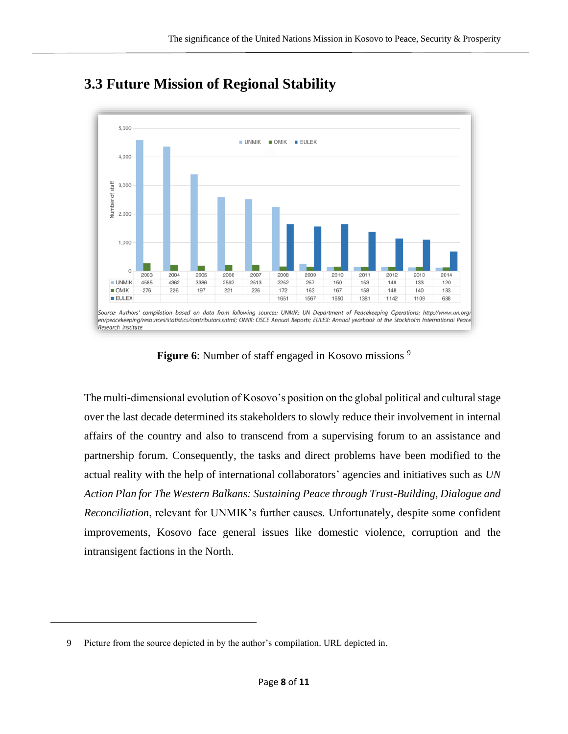## 3.3 Future Mission of Regional Stability

| | 2003 | 2004 | 2005 | 2006 | 2007 | 2008 | 2009 | 2010 | 2011 | 2012 | 2013 | 2014 |
|---|---|---|---|---|---|---|---|---|---|---|---|---|
| UNMIK | 4585 | 4362 | 3386 | 2592 | 2513 | 2252 | 257 | 150 | 153 | 149 | 133 | 120 |
| OMIK | 276 | 226 | 197 | 221 | 226 | 172 | 163 | 167 | 158 | 148 | 140 | 133 |
| EULEX | | | | | | 1651 | 1567 | 1650 | 1381 | 1142 | 1109 | 688 |

Source: Authors' compilation based on data from following sources: UNMIK: UN Department of Peacekeeping Operations: http://www.un.org/en/peacekeeping/resources/statistics/contributors.shtml; OMIK: OSCE Annual Reports; EULEX: Annual yearbook of the Stockholm International Peace Research Institute

**Figure 6**: Number of staff engaged in Kosovo missions [9]

The multi-dimensional evolution of Kosovo's position on the global political and cultural stage over the last decade determined its stakeholders to slowly reduce their involvement in internal affairs of the country and also to transcend from a supervising forum to an assistance and partnership forum. Consequently, the tasks and direct problems have been modified to the actual reality with the help of international collaborators' agencies and initiatives such as *UN Action Plan for The Western Balkans: Sustaining Peace through Trust-Building, Dialogue and Reconciliation*, relevant for UNMIK's further causes. Unfortunately, despite some confident improvements, Kosovo face general issues like domestic violence, corruption and the intransigent factions in the North.

9 Picture from the source depicted in by the author's compilation. URL depicted in.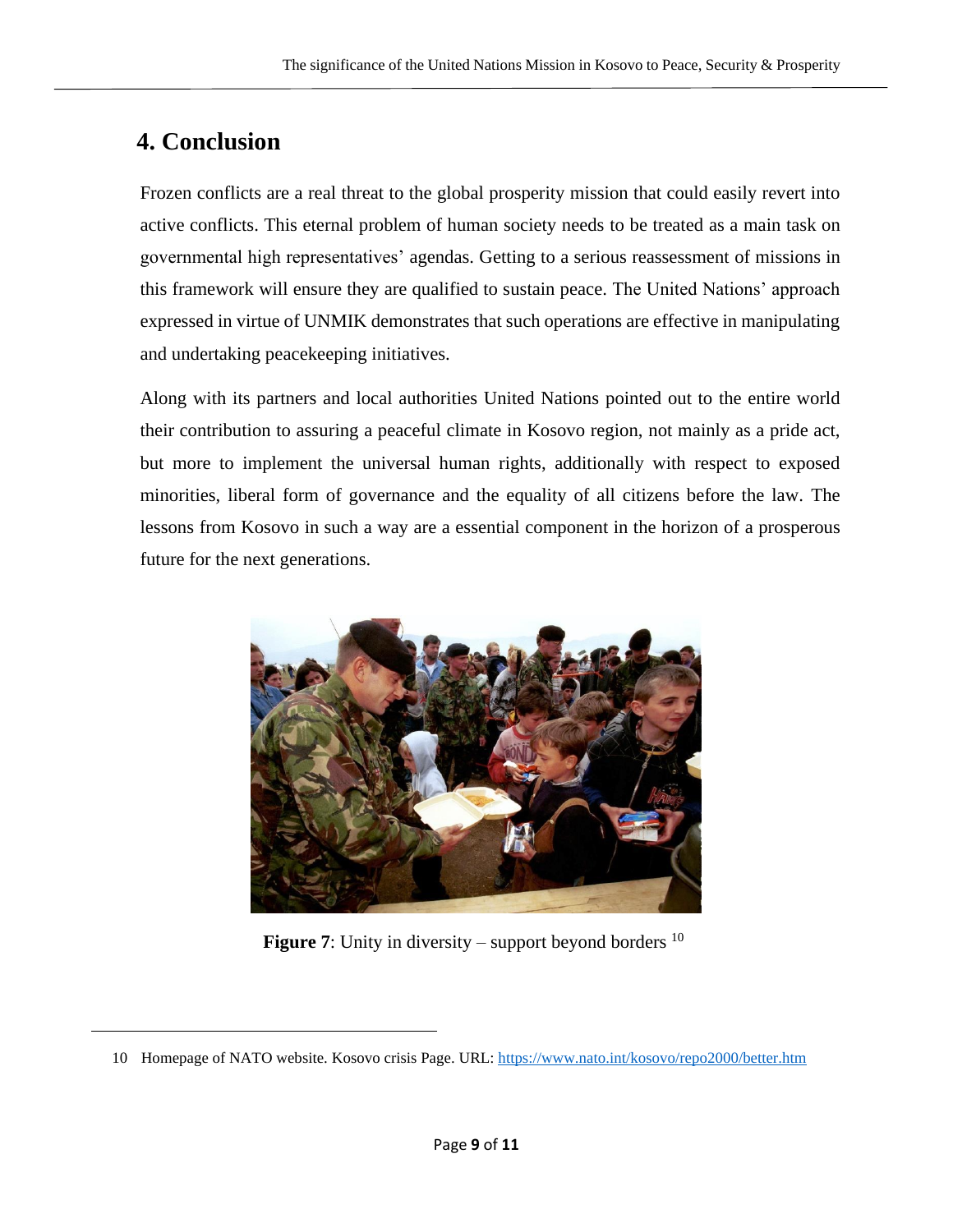# 4. Conclusion

Frozen conflicts are a real threat to the global prosperity mission that could easily revert into active conflicts. This eternal problem of human society needs to be treated as a main task on governmental high representatives' agendas. Getting to a serious reassessment of missions in this framework will ensure they are qualified to sustain peace. The United Nations' approach expressed in virtue of UNMIK demonstrates that such operations are effective in manipulating and undertaking peacekeeping initiatives.

Along with its partners and local authorities United Nations pointed out to the entire world their contribution to assuring a peaceful climate in Kosovo region, not mainly as a pride act, but more to implement the universal human rights, additionally with respect to exposed minorities, liberal form of governance and the equality of all citizens before the law. The lessons from Kosovo in such a way are a essential component in the horizon of a prosperous future for the next generations.

**Figure 7**: Unity in diversity – support beyond borders [10]

10 Homepage of NATO website. Kosovo crisis Page. URL: https://www.nato.int/kosovo/repo2000/better.htm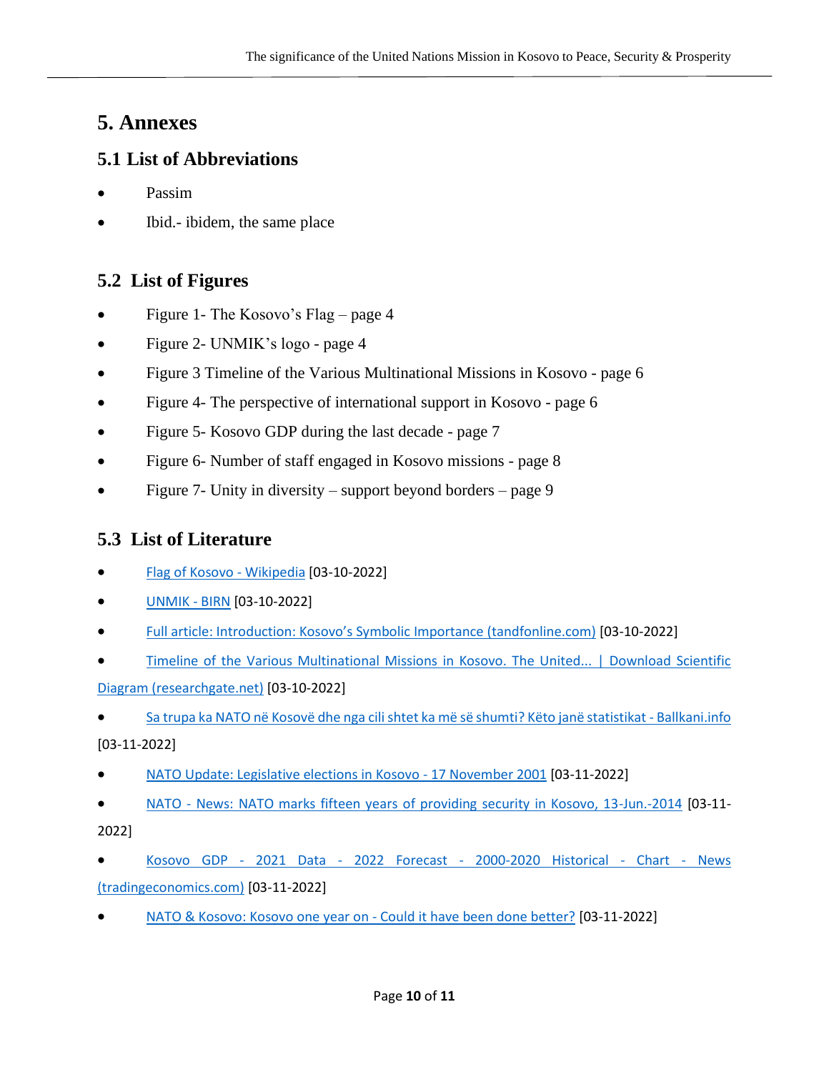# 5. Annexes

## 5.1 List of Abbreviations

- Passim
- Ibid.- ibidem, the same place

## 5.2 List of Figures

- Figure 1- The Kosovo's Flag – page 4
- Figure 2- UNMIK's logo - page 4
- Figure 3 Timeline of the Various Multinational Missions in Kosovo - page 6
- Figure 4- The perspective of international support in Kosovo - page 6
- Figure 5- Kosovo GDP during the last decade - page 7
- Figure 6- Number of staff engaged in Kosovo missions - page 8
- Figure 7- Unity in diversity – support beyond borders – page 9

## 5.3 List of Literature

- Flag of Kosovo - Wikipedia [03-10-2022]
- UNMIK - BIRN [03-10-2022]
- Full article: Introduction: Kosovo's Symbolic Importance (tandfonline.com) [03-10-2022]
- Timeline of the Various Multinational Missions in Kosovo. The United... | Download Scientific Diagram (researchgate.net) [03-10-2022]
- Sa trupa ka NATO në Kosovë dhe nga cili shtet ka më së shumti? Këto janë statistikat - Ballkani.info [03-11-2022]
- NATO Update: Legislative elections in Kosovo - 17 November 2001 [03-11-2022]
- NATO - News: NATO marks fifteen years of providing security in Kosovo, 13-Jun.-2014 [03-11-2022]
- Kosovo GDP - 2021 Data - 2022 Forecast - 2000-2020 Historical - Chart - News (tradingeconomics.com) [03-11-2022]
- NATO & Kosovo: Kosovo one year on - Could it have been done better? [03-11-2022]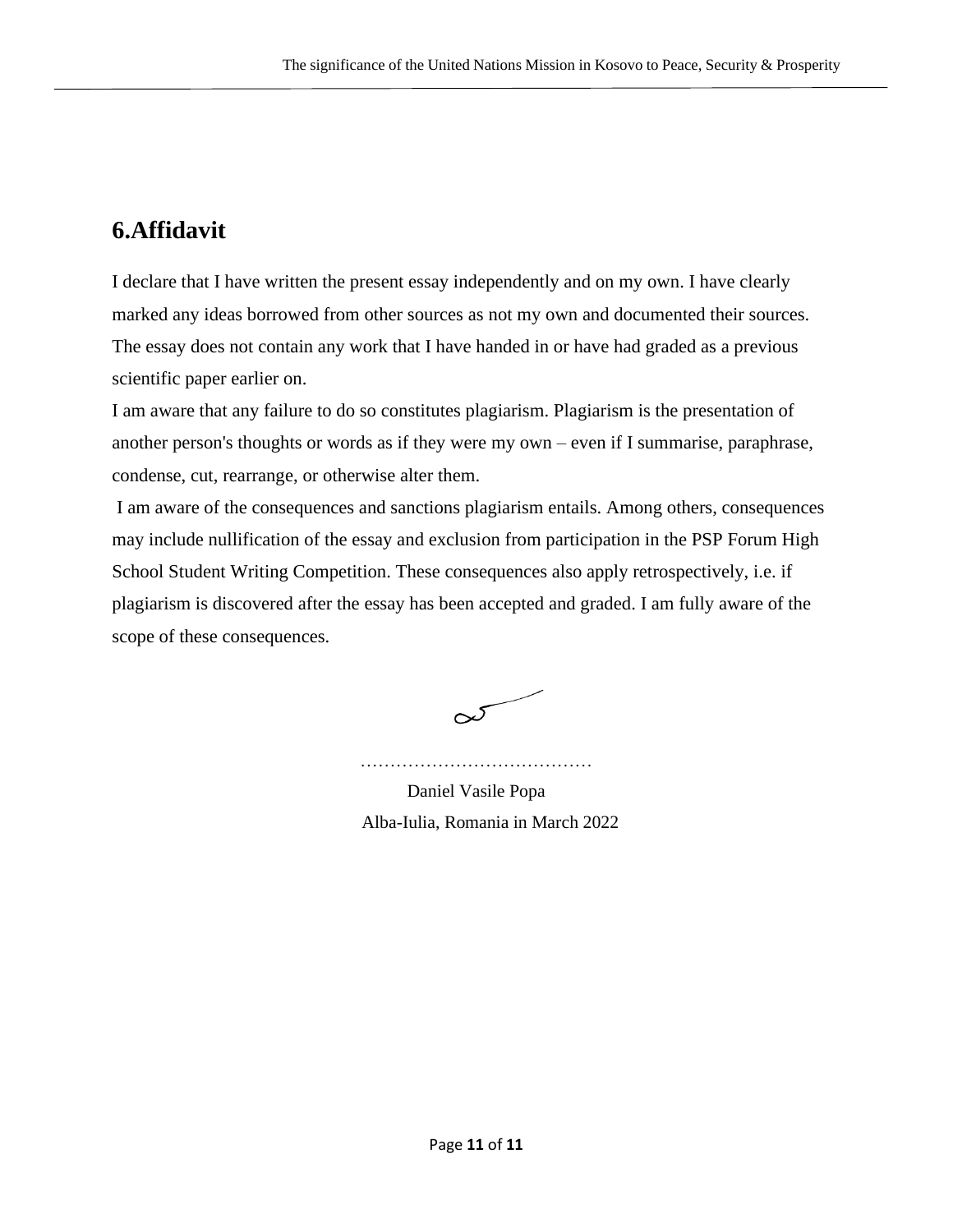## 6.Affidavit

I declare that I have written the present essay independently and on my own. I have clearly marked any ideas borrowed from other sources as not my own and documented their sources. The essay does not contain any work that I have handed in or have had graded as a previous scientific paper earlier on.

I am aware that any failure to do so constitutes plagiarism. Plagiarism is the presentation of another person's thoughts or words as if they were my own – even if I summarise, paraphrase, condense, cut, rearrange, or otherwise alter them.

I am aware of the consequences and sanctions plagiarism entails. Among others, consequences may include nullification of the essay and exclusion from participation in the PSP Forum High School Student Writing Competition. These consequences also apply retrospectively, i.e. if plagiarism is discovered after the essay has been accepted and graded. I am fully aware of the scope of these consequences.

…………………………………

Daniel Vasile Popa

Alba-Iulia, Romania in March 2022